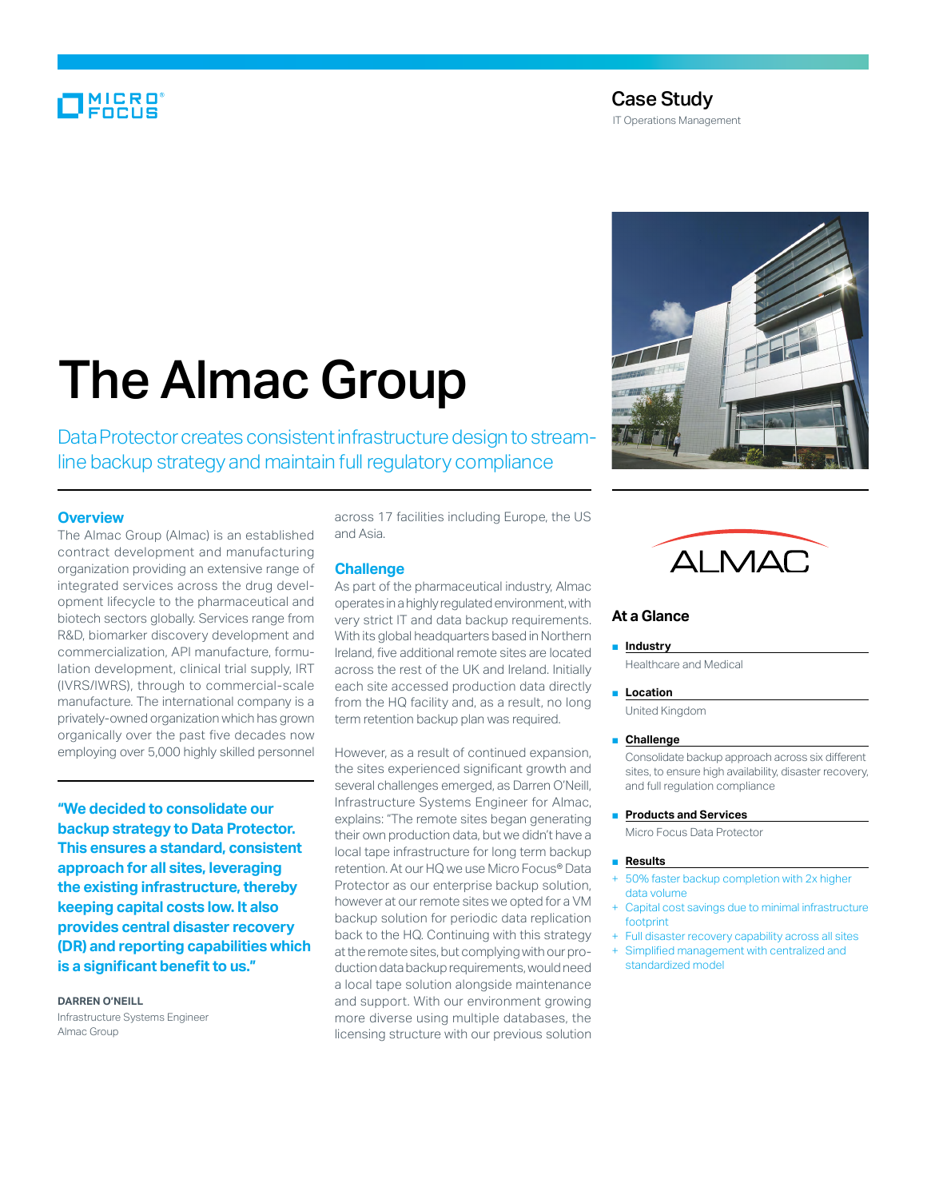Case Study

IT Operations Management

# The Almac Group

Data Protector creates consistent infrastructure design to streamline backup strategy and maintain full regulatory compliance

## Overview

The Almac Group (Almac) is an established contract development and manufacturing organization providing an extensive range of integrated services across the drug development lifecycle to the pharmaceutical and biotech sectors globally. Services range from R&D, biomarker discovery development and commercialization, API manufacture, formulation development, clinical trial supply, IRT (IVRS/IWRS), through to commercial-scale manufacture. The international company is a privately-owned organization which has grown organically over the past five decades now employing over 5,000 highly skilled personnel across 17 facilities including Europe, the US and Asia.

**"We decided to consolidate our backup strategy to Data Protector. This ensures a standard, consistent approach for all sites, leveraging the existing infrastructure, thereby keeping capital costs low. It also provides central disaster recovery (DR) and reporting capabilities which is a significant benefit to us."**

**DARREN O'NEILL**
Infrastructure Systems Engineer
Almac Group

## Challenge

As part of the pharmaceutical industry, Almac operates in a highly regulated environment, with very strict IT and data backup requirements. With its global headquarters based in Northern Ireland, five additional remote sites are located across the rest of the UK and Ireland. Initially each site accessed production data directly from the HQ facility and, as a result, no long term retention backup plan was required.

However, as a result of continued expansion, the sites experienced significant growth and several challenges emerged, as Darren O'Neill, Infrastructure Systems Engineer for Almac, explains: "The remote sites began generating their own production data, but we didn't have a local tape infrastructure for long term backup retention. At our HQ we use Micro Focus® Data Protector as our enterprise backup solution, however at our remote sites we opted for a VM backup solution for periodic data replication back to the HQ. Continuing with this strategy at the remote sites, but complying with our production data backup requirements, would need a local tape solution alongside maintenance and support. With our environment growing more diverse using multiple databases, the licensing structure with our previous solution

### At a Glance

- **Industry**
  Healthcare and Medical
- **Location**
  United Kingdom
- **Challenge**
  Consolidate backup approach across six different sites, to ensure high availability, disaster recovery, and full regulation compliance
- **Products and Services**
  Micro Focus Data Protector
- **Results**
  + 50% faster backup completion with 2x higher data volume
  + Capital cost savings due to minimal infrastructure footprint
  + Full disaster recovery capability across all sites
  + Simplified management with centralized and standardized model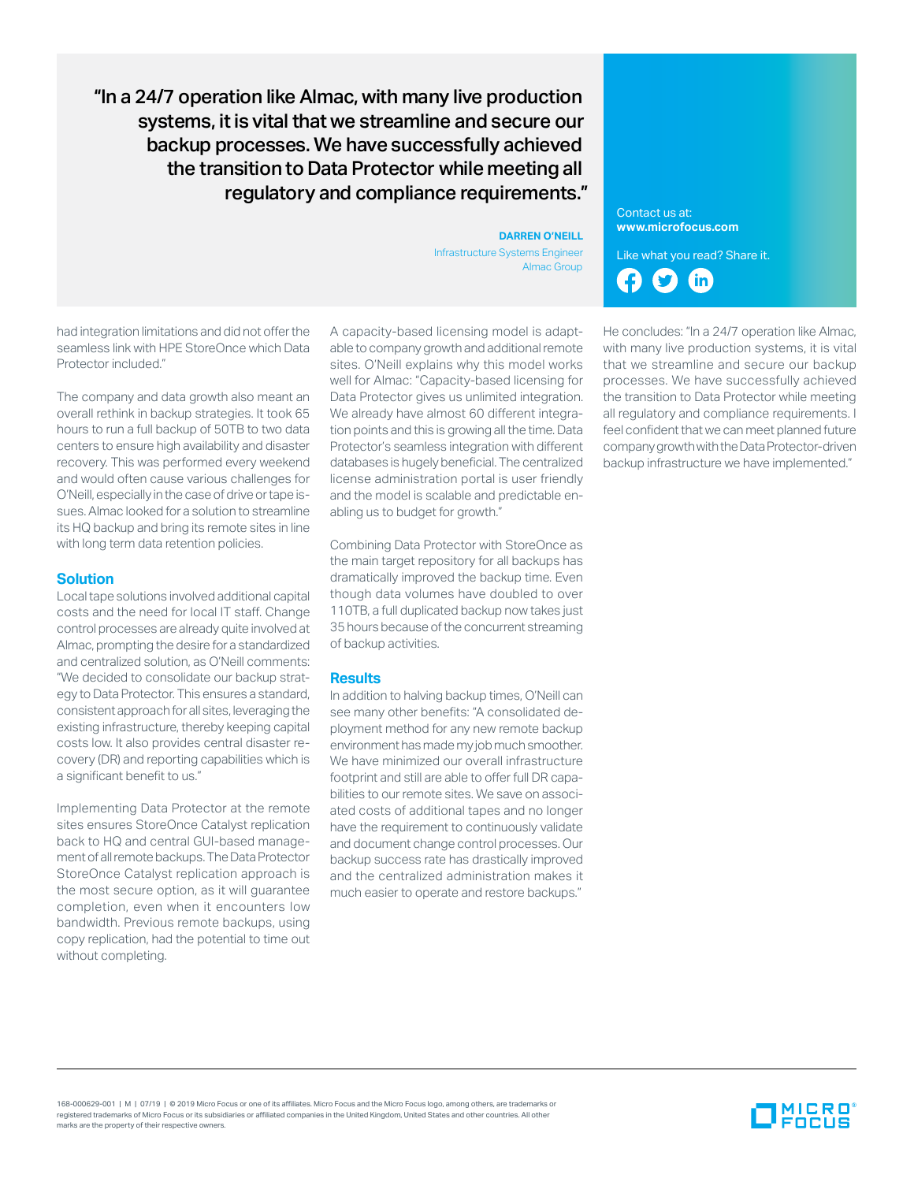> "In a 24/7 operation like Almac, with many live production systems, it is vital that we streamline and secure our backup processes. We have successfully achieved the transition to Data Protector while meeting all regulatory and compliance requirements."

**DARREN O'NEILL**
Infrastructure Systems Engineer
Almac Group

Contact us at:
**www.microfocus.com**

Like what you read? Share it.

had integration limitations and did not offer the seamless link with HPE StoreOnce which Data Protector included."

The company and data growth also meant an overall rethink in backup strategies. It took 65 hours to run a full backup of 50TB to two data centers to ensure high availability and disaster recovery. This was performed every weekend and would often cause various challenges for O'Neill, especially in the case of drive or tape issues. Almac looked for a solution to streamline its HQ backup and bring its remote sites in line with long term data retention policies.

## Solution

Local tape solutions involved additional capital costs and the need for local IT staff. Change control processes are already quite involved at Almac, prompting the desire for a standardized and centralized solution, as O'Neill comments: "We decided to consolidate our backup strategy to Data Protector. This ensures a standard, consistent approach for all sites, leveraging the existing infrastructure, thereby keeping capital costs low. It also provides central disaster recovery (DR) and reporting capabilities which is a significant benefit to us."

Implementing Data Protector at the remote sites ensures StoreOnce Catalyst replication back to HQ and central GUI-based management of all remote backups. The Data Protector StoreOnce Catalyst replication approach is the most secure option, as it will guarantee completion, even when it encounters low bandwidth. Previous remote backups, using copy replication, had the potential to time out without completing.

A capacity-based licensing model is adaptable to company growth and additional remote sites. O'Neill explains why this model works well for Almac: "Capacity-based licensing for Data Protector gives us unlimited integration. We already have almost 60 different integration points and this is growing all the time. Data Protector's seamless integration with different databases is hugely beneficial. The centralized license administration portal is user friendly and the model is scalable and predictable enabling us to budget for growth."

Combining Data Protector with StoreOnce as the main target repository for all backups has dramatically improved the backup time. Even though data volumes have doubled to over 110TB, a full duplicated backup now takes just 35 hours because of the concurrent streaming of backup activities.

## Results

In addition to halving backup times, O'Neill can see many other benefits: "A consolidated deployment method for any new remote backup environment has made my job much smoother. We have minimized our overall infrastructure footprint and still are able to offer full DR capabilities to our remote sites. We save on associated costs of additional tapes and no longer have the requirement to continuously validate and document change control processes. Our backup success rate has drastically improved and the centralized administration makes it much easier to operate and restore backups."

He concludes: "In a 24/7 operation like Almac, with many live production systems, it is vital that we streamline and secure our backup processes. We have successfully achieved the transition to Data Protector while meeting all regulatory and compliance requirements. I feel confident that we can meet planned future company growth with the Data Protector-driven backup infrastructure we have implemented."

168-000629-001 | M | 07/19 | © 2019 Micro Focus or one of its affiliates. Micro Focus and the Micro Focus logo, among others, are trademarks or registered trademarks of Micro Focus or its subsidiaries or affiliated companies in the United Kingdom, United States and other countries. All other marks are the property of their respective owners.